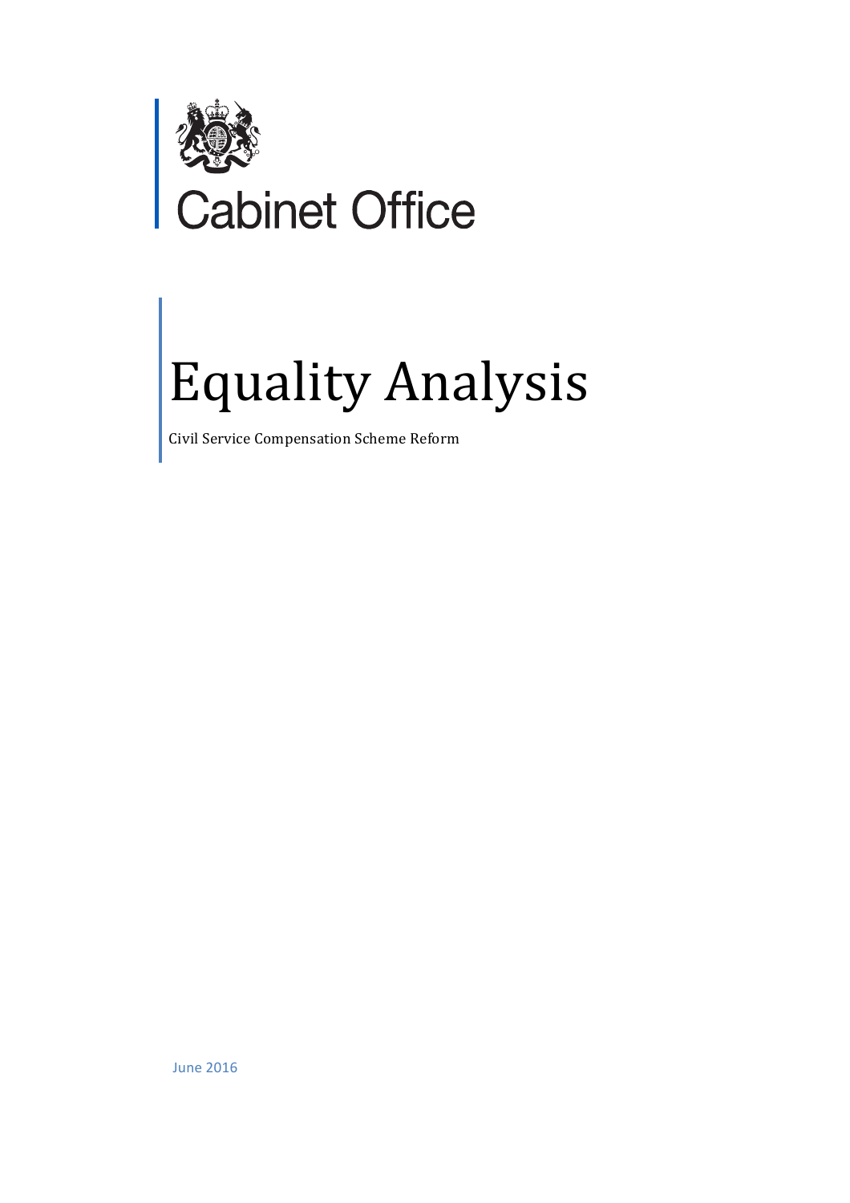Cabinet Office

# Equality Analysis

Civil Service Compensation Scheme Reform

June 2016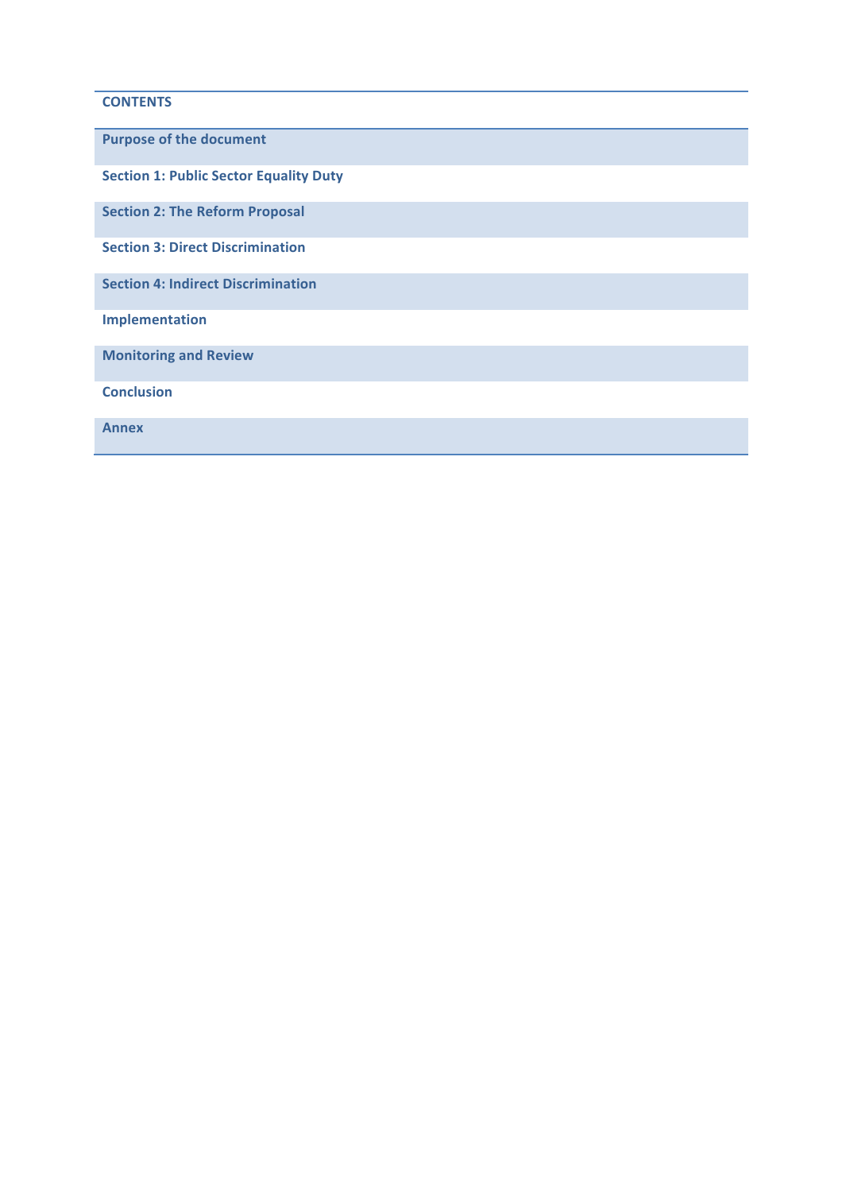**CONTENTS**

**Purpose of the document**

**Section 1: Public Sector Equality Duty**

**Section 2: The Reform Proposal**

**Section 3: Direct Discrimination**

**Section 4: Indirect Discrimination**

**Implementation**

**Monitoring and Review**

**Conclusion**

**Annex**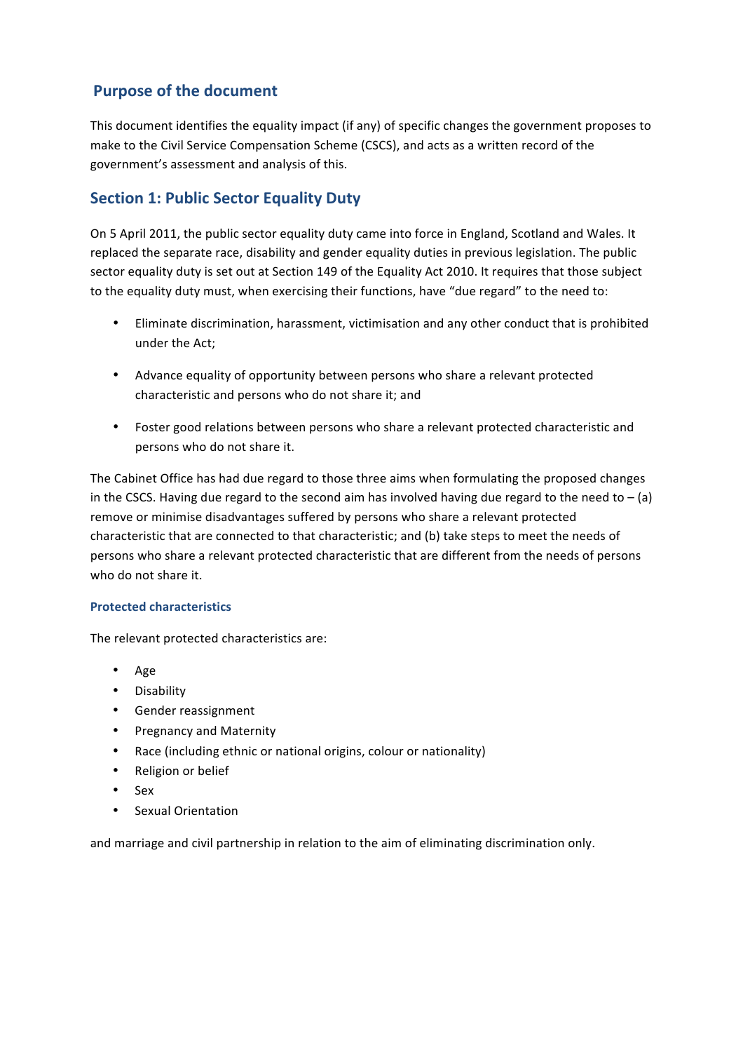## Purpose of the document

This document identifies the equality impact (if any) of specific changes the government proposes to make to the Civil Service Compensation Scheme (CSCS), and acts as a written record of the government's assessment and analysis of this.

## Section 1: Public Sector Equality Duty

On 5 April 2011, the public sector equality duty came into force in England, Scotland and Wales. It replaced the separate race, disability and gender equality duties in previous legislation. The public sector equality duty is set out at Section 149 of the Equality Act 2010. It requires that those subject to the equality duty must, when exercising their functions, have "due regard" to the need to:

- Eliminate discrimination, harassment, victimisation and any other conduct that is prohibited under the Act;
- Advance equality of opportunity between persons who share a relevant protected characteristic and persons who do not share it; and
- Foster good relations between persons who share a relevant protected characteristic and persons who do not share it.

The Cabinet Office has had due regard to those three aims when formulating the proposed changes in the CSCS. Having due regard to the second aim has involved having due regard to the need to – (a) remove or minimise disadvantages suffered by persons who share a relevant protected characteristic that are connected to that characteristic; and (b) take steps to meet the needs of persons who share a relevant protected characteristic that are different from the needs of persons who do not share it.

### Protected characteristics

The relevant protected characteristics are:

- Age
- Disability
- Gender reassignment
- Pregnancy and Maternity
- Race (including ethnic or national origins, colour or nationality)
- Religion or belief
- Sex
- Sexual Orientation

and marriage and civil partnership in relation to the aim of eliminating discrimination only.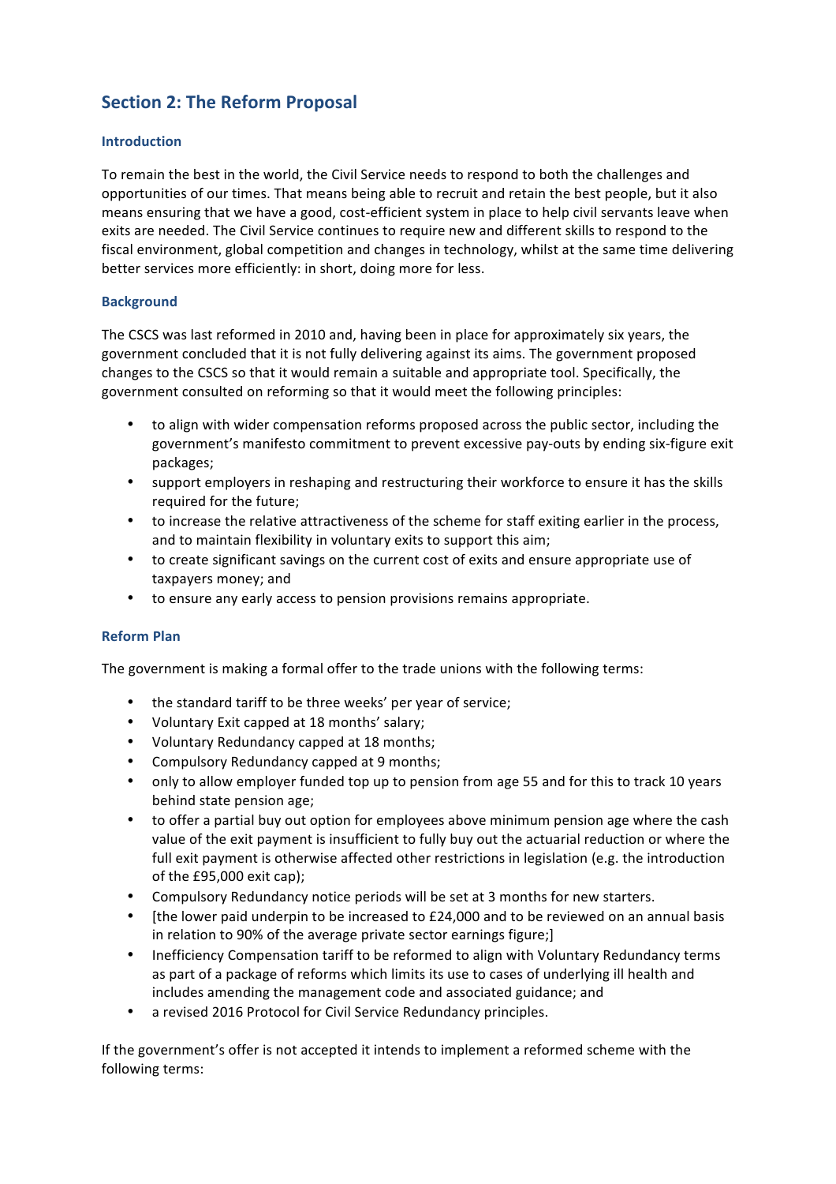## Section 2: The Reform Proposal

### Introduction

To remain the best in the world, the Civil Service needs to respond to both the challenges and opportunities of our times. That means being able to recruit and retain the best people, but it also means ensuring that we have a good, cost-efficient system in place to help civil servants leave when exits are needed. The Civil Service continues to require new and different skills to respond to the fiscal environment, global competition and changes in technology, whilst at the same time delivering better services more efficiently: in short, doing more for less.

### Background

The CSCS was last reformed in 2010 and, having been in place for approximately six years, the government concluded that it is not fully delivering against its aims. The government proposed changes to the CSCS so that it would remain a suitable and appropriate tool. Specifically, the government consulted on reforming so that it would meet the following principles:

- to align with wider compensation reforms proposed across the public sector, including the government's manifesto commitment to prevent excessive pay-outs by ending six-figure exit packages;
- support employers in reshaping and restructuring their workforce to ensure it has the skills required for the future;
- to increase the relative attractiveness of the scheme for staff exiting earlier in the process, and to maintain flexibility in voluntary exits to support this aim;
- to create significant savings on the current cost of exits and ensure appropriate use of taxpayers money; and
- to ensure any early access to pension provisions remains appropriate.

### Reform Plan

The government is making a formal offer to the trade unions with the following terms:

- the standard tariff to be three weeks' per year of service;
- Voluntary Exit capped at 18 months' salary;
- Voluntary Redundancy capped at 18 months;
- Compulsory Redundancy capped at 9 months;
- only to allow employer funded top up to pension from age 55 and for this to track 10 years behind state pension age;
- to offer a partial buy out option for employees above minimum pension age where the cash value of the exit payment is insufficient to fully buy out the actuarial reduction or where the full exit payment is otherwise affected other restrictions in legislation (e.g. the introduction of the £95,000 exit cap);
- Compulsory Redundancy notice periods will be set at 3 months for new starters.
- [the lower paid underpin to be increased to £24,000 and to be reviewed on an annual basis in relation to 90% of the average private sector earnings figure;]
- Inefficiency Compensation tariff to be reformed to align with Voluntary Redundancy terms as part of a package of reforms which limits its use to cases of underlying ill health and includes amending the management code and associated guidance; and
- a revised 2016 Protocol for Civil Service Redundancy principles.

If the government's offer is not accepted it intends to implement a reformed scheme with the following terms: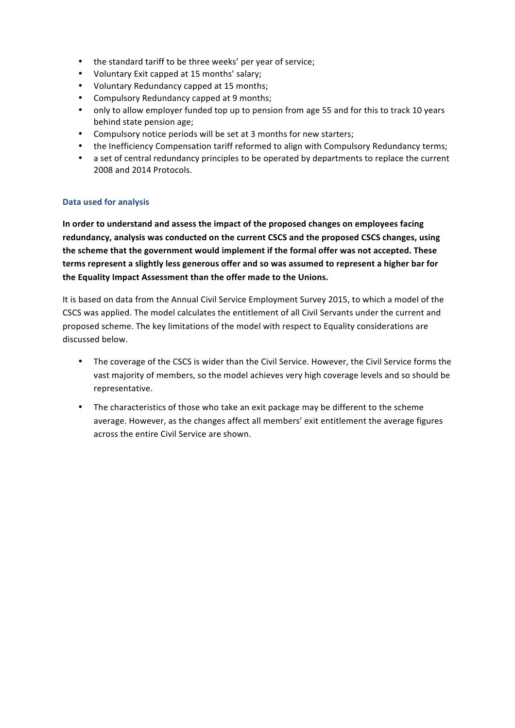- the standard tariff to be three weeks' per year of service;
- Voluntary Exit capped at 15 months' salary;
- Voluntary Redundancy capped at 15 months;
- Compulsory Redundancy capped at 9 months;
- only to allow employer funded top up to pension from age 55 and for this to track 10 years behind state pension age;
- Compulsory notice periods will be set at 3 months for new starters;
- the Inefficiency Compensation tariff reformed to align with Compulsory Redundancy terms;
- a set of central redundancy principles to be operated by departments to replace the current 2008 and 2014 Protocols.

### Data used for analysis

**In order to understand and assess the impact of the proposed changes on employees facing redundancy, analysis was conducted on the current CSCS and the proposed CSCS changes, using the scheme that the government would implement if the formal offer was not accepted. These terms represent a slightly less generous offer and so was assumed to represent a higher bar for the Equality Impact Assessment than the offer made to the Unions.**

It is based on data from the Annual Civil Service Employment Survey 2015, to which a model of the CSCS was applied. The model calculates the entitlement of all Civil Servants under the current and proposed scheme. The key limitations of the model with respect to Equality considerations are discussed below.

- The coverage of the CSCS is wider than the Civil Service. However, the Civil Service forms the vast majority of members, so the model achieves very high coverage levels and so should be representative.

- The characteristics of those who take an exit package may be different to the scheme average. However, as the changes affect all members' exit entitlement the average figures across the entire Civil Service are shown.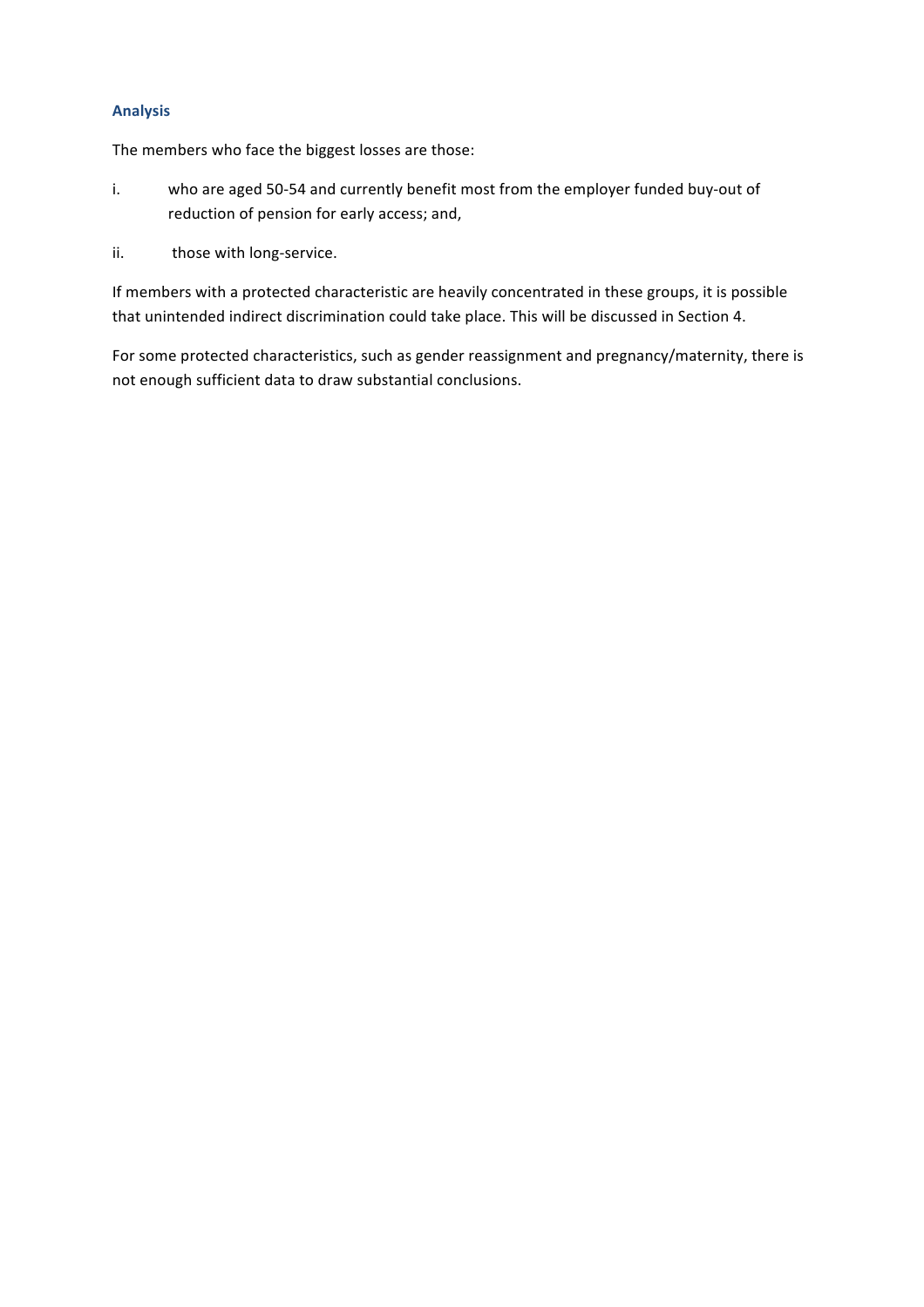### Analysis

The members who face the biggest losses are those:

i. who are aged 50-54 and currently benefit most from the employer funded buy-out of reduction of pension for early access; and,

ii. those with long-service.

If members with a protected characteristic are heavily concentrated in these groups, it is possible that unintended indirect discrimination could take place. This will be discussed in Section 4.

For some protected characteristics, such as gender reassignment and pregnancy/maternity, there is not enough sufficient data to draw substantial conclusions.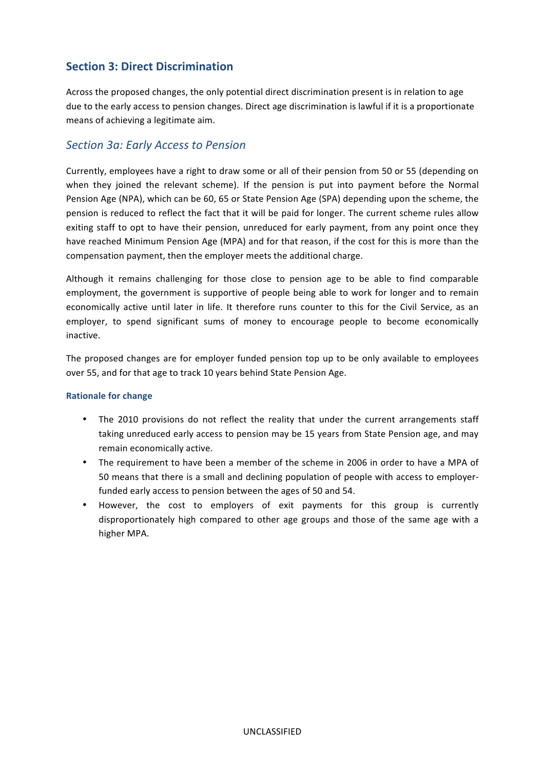## Section 3: Direct Discrimination

Across the proposed changes, the only potential direct discrimination present is in relation to age due to the early access to pension changes. Direct age discrimination is lawful if it is a proportionate means of achieving a legitimate aim.

### *Section 3a: Early Access to Pension*

Currently, employees have a right to draw some or all of their pension from 50 or 55 (depending on when they joined the relevant scheme). If the pension is put into payment before the Normal Pension Age (NPA), which can be 60, 65 or State Pension Age (SPA) depending upon the scheme, the pension is reduced to reflect the fact that it will be paid for longer. The current scheme rules allow exiting staff to opt to have their pension, unreduced for early payment, from any point once they have reached Minimum Pension Age (MPA) and for that reason, if the cost for this is more than the compensation payment, then the employer meets the additional charge.

Although it remains challenging for those close to pension age to be able to find comparable employment, the government is supportive of people being able to work for longer and to remain economically active until later in life. It therefore runs counter to this for the Civil Service, as an employer, to spend significant sums of money to encourage people to become economically inactive.

The proposed changes are for employer funded pension top up to be only available to employees over 55, and for that age to track 10 years behind State Pension Age.

#### Rationale for change

- The 2010 provisions do not reflect the reality that under the current arrangements staff taking unreduced early access to pension may be 15 years from State Pension age, and may remain economically active.
- The requirement to have been a member of the scheme in 2006 in order to have a MPA of 50 means that there is a small and declining population of people with access to employer-funded early access to pension between the ages of 50 and 54.
- However, the cost to employers of exit payments for this group is currently disproportionately high compared to other age groups and those of the same age with a higher MPA.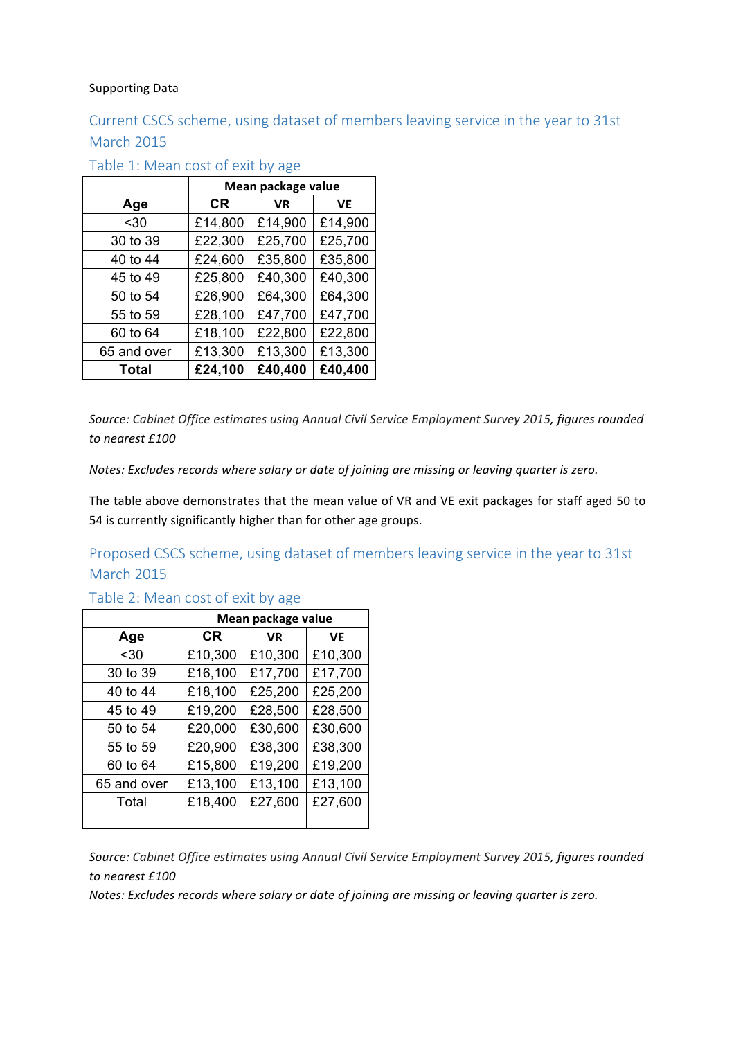Supporting Data

## Current CSCS scheme, using dataset of members leaving service in the year to 31st March 2015

### Table 1: Mean cost of exit by age

| | Mean package value | | |
|---|---|---|---|
| **Age** | **CR** | **VR** | **VE** |
| <30 | £14,800 | £14,900 | £14,900 |
| 30 to 39 | £22,300 | £25,700 | £25,700 |
| 40 to 44 | £24,600 | £35,800 | £35,800 |
| 45 to 49 | £25,800 | £40,300 | £40,300 |
| 50 to 54 | £26,900 | £64,300 | £64,300 |
| 55 to 59 | £28,100 | £47,700 | £47,700 |
| 60 to 64 | £18,100 | £22,800 | £22,800 |
| 65 and over | £13,300 | £13,300 | £13,300 |
| **Total** | **£24,100** | **£40,400** | **£40,400** |

*Source: Cabinet Office estimates using Annual Civil Service Employment Survey 2015, figures rounded to nearest £100*

*Notes: Excludes records where salary or date of joining are missing or leaving quarter is zero.*

The table above demonstrates that the mean value of VR and VE exit packages for staff aged 50 to 54 is currently significantly higher than for other age groups.

## Proposed CSCS scheme, using dataset of members leaving service in the year to 31st March 2015

### Table 2: Mean cost of exit by age

| | Mean package value | | |
|---|---|---|---|
| **Age** | **CR** | **VR** | **VE** |
| <30 | £10,300 | £10,300 | £10,300 |
| 30 to 39 | £16,100 | £17,700 | £17,700 |
| 40 to 44 | £18,100 | £25,200 | £25,200 |
| 45 to 49 | £19,200 | £28,500 | £28,500 |
| 50 to 54 | £20,000 | £30,600 | £30,600 |
| 55 to 59 | £20,900 | £38,300 | £38,300 |
| 60 to 64 | £15,800 | £19,200 | £19,200 |
| 65 and over | £13,100 | £13,100 | £13,100 |
| Total | £18,400 | £27,600 | £27,600 |

*Source: Cabinet Office estimates using Annual Civil Service Employment Survey 2015, figures rounded to nearest £100*

*Notes: Excludes records where salary or date of joining are missing or leaving quarter is zero.*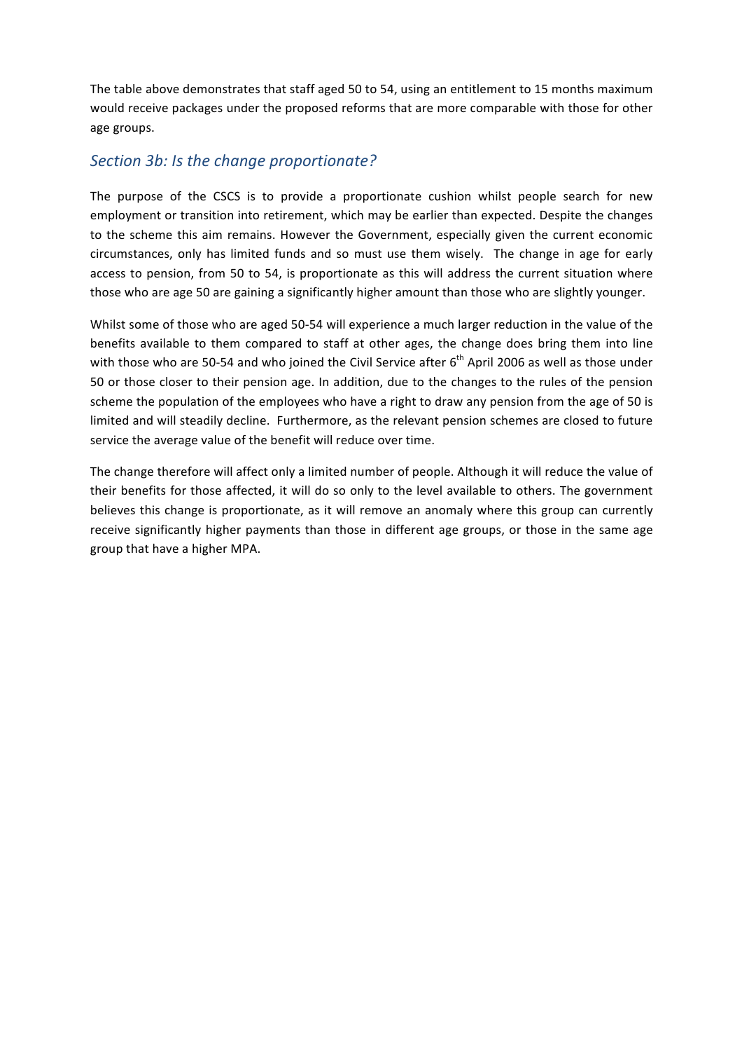The table above demonstrates that staff aged 50 to 54, using an entitlement to 15 months maximum would receive packages under the proposed reforms that are more comparable with those for other age groups.

## *Section 3b: Is the change proportionate?*

The purpose of the CSCS is to provide a proportionate cushion whilst people search for new employment or transition into retirement, which may be earlier than expected. Despite the changes to the scheme this aim remains. However the Government, especially given the current economic circumstances, only has limited funds and so must use them wisely. The change in age for early access to pension, from 50 to 54, is proportionate as this will address the current situation where those who are age 50 are gaining a significantly higher amount than those who are slightly younger.

Whilst some of those who are aged 50-54 will experience a much larger reduction in the value of the benefits available to them compared to staff at other ages, the change does bring them into line with those who are 50-54 and who joined the Civil Service after 6th April 2006 as well as those under 50 or those closer to their pension age. In addition, due to the changes to the rules of the pension scheme the population of the employees who have a right to draw any pension from the age of 50 is limited and will steadily decline. Furthermore, as the relevant pension schemes are closed to future service the average value of the benefit will reduce over time.

The change therefore will affect only a limited number of people. Although it will reduce the value of their benefits for those affected, it will do so only to the level available to others. The government believes this change is proportionate, as it will remove an anomaly where this group can currently receive significantly higher payments than those in different age groups, or those in the same age group that have a higher MPA.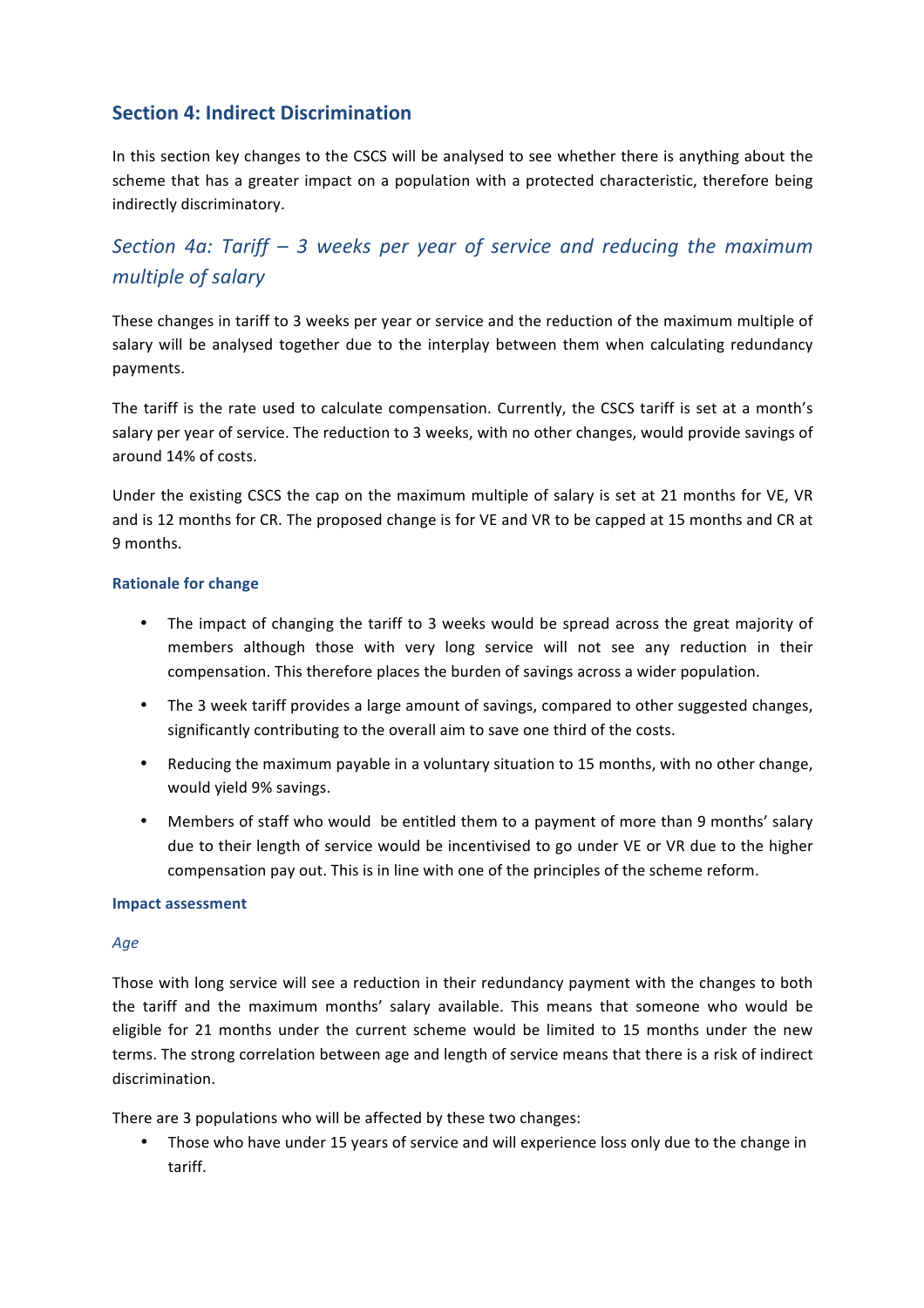## Section 4: Indirect Discrimination

In this section key changes to the CSCS will be analysed to see whether there is anything about the scheme that has a greater impact on a population with a protected characteristic, therefore being indirectly discriminatory.

### *Section 4a: Tariff – 3 weeks per year of service and reducing the maximum multiple of salary*

These changes in tariff to 3 weeks per year or service and the reduction of the maximum multiple of salary will be analysed together due to the interplay between them when calculating redundancy payments.

The tariff is the rate used to calculate compensation. Currently, the CSCS tariff is set at a month's salary per year of service. The reduction to 3 weeks, with no other changes, would provide savings of around 14% of costs.

Under the existing CSCS the cap on the maximum multiple of salary is set at 21 months for VE, VR and is 12 months for CR. The proposed change is for VE and VR to be capped at 15 months and CR at 9 months.

#### Rationale for change

- The impact of changing the tariff to 3 weeks would be spread across the great majority of members although those with very long service will not see any reduction in their compensation. This therefore places the burden of savings across a wider population.
- The 3 week tariff provides a large amount of savings, compared to other suggested changes, significantly contributing to the overall aim to save one third of the costs.
- Reducing the maximum payable in a voluntary situation to 15 months, with no other change, would yield 9% savings.
- Members of staff who would be entitled them to a payment of more than 9 months' salary due to their length of service would be incentivised to go under VE or VR due to the higher compensation pay out. This is in line with one of the principles of the scheme reform.

#### Impact assessment

*Age*

Those with long service will see a reduction in their redundancy payment with the changes to both the tariff and the maximum months' salary available. This means that someone who would be eligible for 21 months under the current scheme would be limited to 15 months under the new terms. The strong correlation between age and length of service means that there is a risk of indirect discrimination.

There are 3 populations who will be affected by these two changes:

- Those who have under 15 years of service and will experience loss only due to the change in tariff.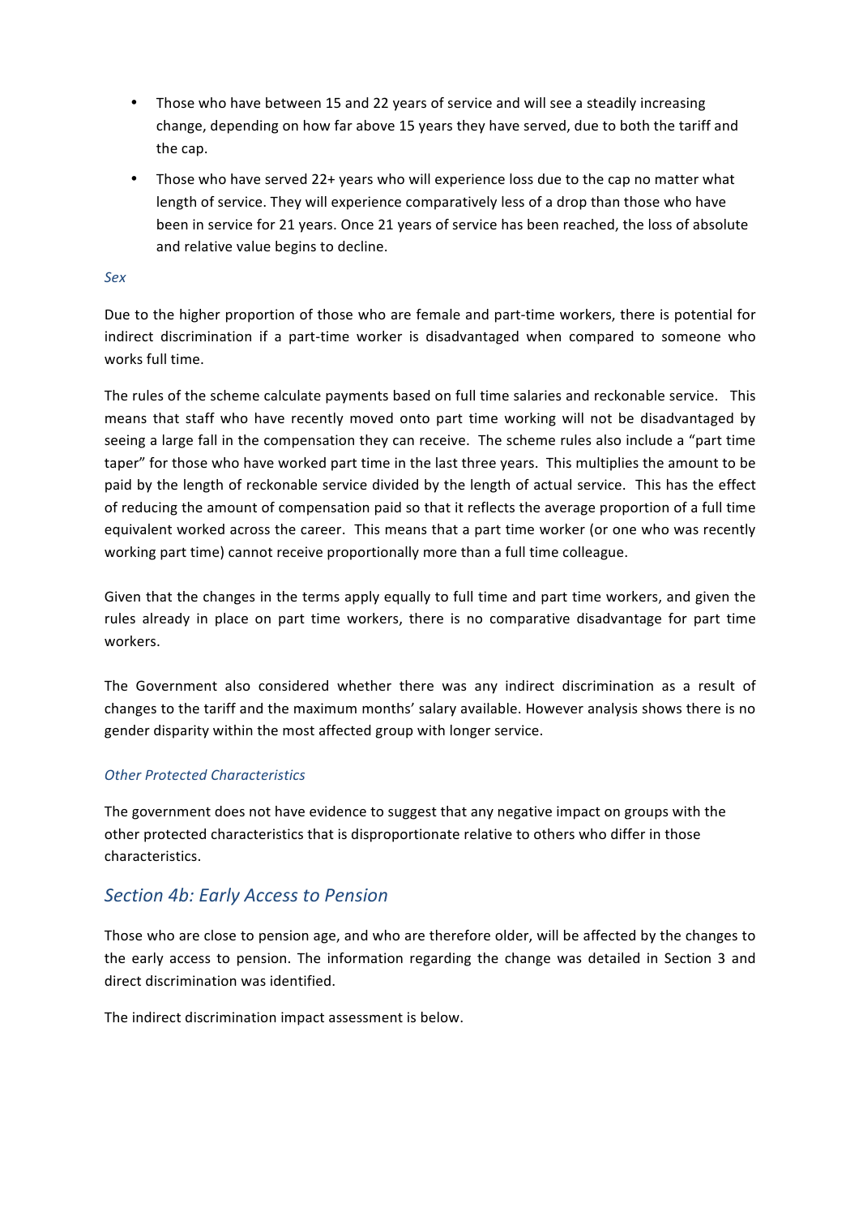- Those who have between 15 and 22 years of service and will see a steadily increasing change, depending on how far above 15 years they have served, due to both the tariff and the cap.
- Those who have served 22+ years who will experience loss due to the cap no matter what length of service. They will experience comparatively less of a drop than those who have been in service for 21 years. Once 21 years of service has been reached, the loss of absolute and relative value begins to decline.

*Sex*

Due to the higher proportion of those who are female and part-time workers, there is potential for indirect discrimination if a part-time worker is disadvantaged when compared to someone who works full time.

The rules of the scheme calculate payments based on full time salaries and reckonable service. This means that staff who have recently moved onto part time working will not be disadvantaged by seeing a large fall in the compensation they can receive. The scheme rules also include a "part time taper" for those who have worked part time in the last three years. This multiplies the amount to be paid by the length of reckonable service divided by the length of actual service. This has the effect of reducing the amount of compensation paid so that it reflects the average proportion of a full time equivalent worked across the career. This means that a part time worker (or one who was recently working part time) cannot receive proportionally more than a full time colleague.

Given that the changes in the terms apply equally to full time and part time workers, and given the rules already in place on part time workers, there is no comparative disadvantage for part time workers.

The Government also considered whether there was any indirect discrimination as a result of changes to the tariff and the maximum months' salary available. However analysis shows there is no gender disparity within the most affected group with longer service.

*Other Protected Characteristics*

The government does not have evidence to suggest that any negative impact on groups with the other protected characteristics that is disproportionate relative to others who differ in those characteristics.

## *Section 4b: Early Access to Pension*

Those who are close to pension age, and who are therefore older, will be affected by the changes to the early access to pension. The information regarding the change was detailed in Section 3 and direct discrimination was identified.

The indirect discrimination impact assessment is below.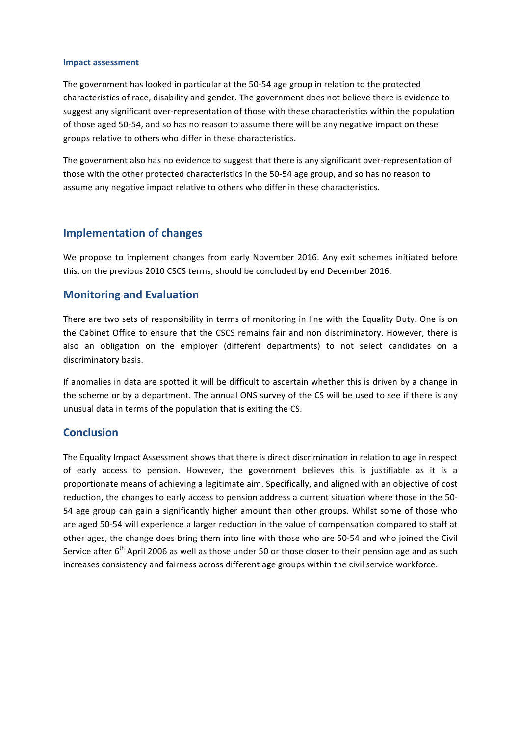### Impact assessment

The government has looked in particular at the 50-54 age group in relation to the protected characteristics of race, disability and gender. The government does not believe there is evidence to suggest any significant over-representation of those with these characteristics within the population of those aged 50-54, and so has no reason to assume there will be any negative impact on these groups relative to others who differ in these characteristics.

The government also has no evidence to suggest that there is any significant over-representation of those with the other protected characteristics in the 50-54 age group, and so has no reason to assume any negative impact relative to others who differ in these characteristics.

## Implementation of changes

We propose to implement changes from early November 2016. Any exit schemes initiated before this, on the previous 2010 CSCS terms, should be concluded by end December 2016.

## Monitoring and Evaluation

There are two sets of responsibility in terms of monitoring in line with the Equality Duty. One is on the Cabinet Office to ensure that the CSCS remains fair and non discriminatory. However, there is also an obligation on the employer (different departments) to not select candidates on a discriminatory basis.

If anomalies in data are spotted it will be difficult to ascertain whether this is driven by a change in the scheme or by a department. The annual ONS survey of the CS will be used to see if there is any unusual data in terms of the population that is exiting the CS.

## Conclusion

The Equality Impact Assessment shows that there is direct discrimination in relation to age in respect of early access to pension. However, the government believes this is justifiable as it is a proportionate means of achieving a legitimate aim. Specifically, and aligned with an objective of cost reduction, the changes to early access to pension address a current situation where those in the 50-54 age group can gain a significantly higher amount than other groups. Whilst some of those who are aged 50-54 will experience a larger reduction in the value of compensation compared to staff at other ages, the change does bring them into line with those who are 50-54 and who joined the Civil Service after 6th April 2006 as well as those under 50 or those closer to their pension age and as such increases consistency and fairness across different age groups within the civil service workforce.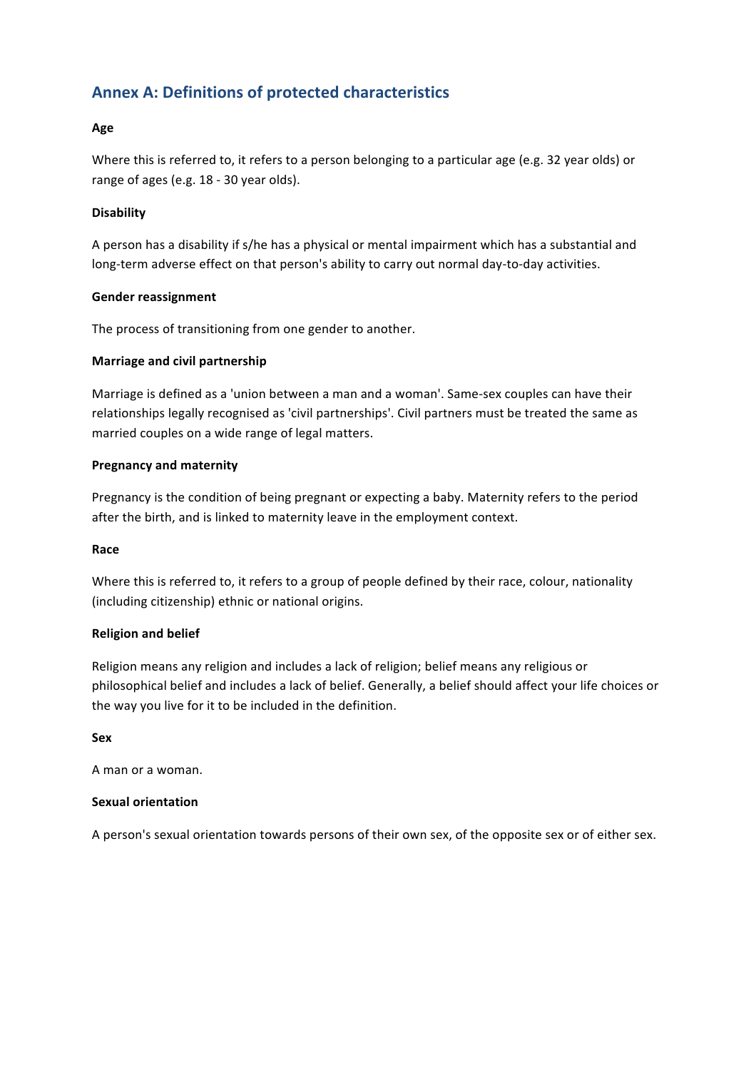## Annex A: Definitions of protected characteristics

**Age**

Where this is referred to, it refers to a person belonging to a particular age (e.g. 32 year olds) or range of ages (e.g. 18 - 30 year olds).

**Disability**

A person has a disability if s/he has a physical or mental impairment which has a substantial and long-term adverse effect on that person's ability to carry out normal day-to-day activities.

**Gender reassignment**

The process of transitioning from one gender to another.

**Marriage and civil partnership**

Marriage is defined as a 'union between a man and a woman'. Same-sex couples can have their relationships legally recognised as 'civil partnerships'. Civil partners must be treated the same as married couples on a wide range of legal matters.

**Pregnancy and maternity**

Pregnancy is the condition of being pregnant or expecting a baby. Maternity refers to the period after the birth, and is linked to maternity leave in the employment context.

**Race**

Where this is referred to, it refers to a group of people defined by their race, colour, nationality (including citizenship) ethnic or national origins.

**Religion and belief**

Religion means any religion and includes a lack of religion; belief means any religious or philosophical belief and includes a lack of belief. Generally, a belief should affect your life choices or the way you live for it to be included in the definition.

**Sex**

A man or a woman.

**Sexual orientation**

A person's sexual orientation towards persons of their own sex, of the opposite sex or of either sex.